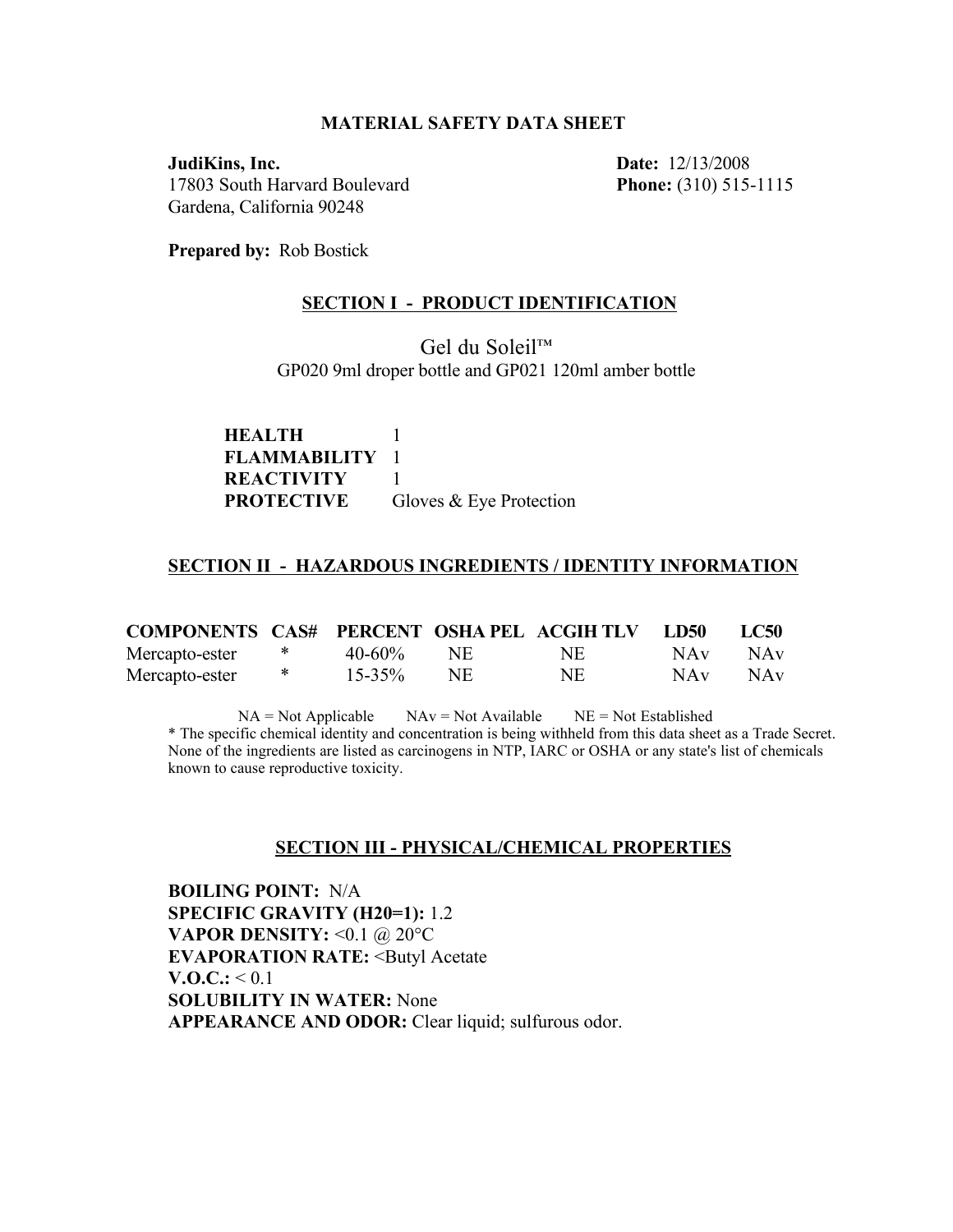# MATERIAL SAFETY DATA SHEET

**JudiKins, Inc.**
17803 South Harvard Boulevard
Gardena, California 90248

**Date:** 12/13/2008
**Phone:** (310) 515-1115

**Prepared by:** Rob Bostick

## SECTION I - PRODUCT IDENTIFICATION

Gel du Soleil™
GP020 9ml droper bottle and GP021 120ml amber bottle

**HEALTH** 1
**FLAMMABILITY** 1
**REACTIVITY** 1
**PROTECTIVE** Gloves & Eye Protection

## SECTION II - HAZARDOUS INGREDIENTS / IDENTITY INFORMATION

| COMPONENTS | CAS# | PERCENT | OSHA PEL | ACGIH TLV | LD50 | LC50 |
|---|---|---|---|---|---|---|
| Mercapto-ester | * | 40-60% | NE | NE | NAv | NAv |
| Mercapto-ester | * | 15-35% | NE | NE | NAv | NAv |

NA = Not Applicable    NAv = Not Available    NE = Not Established

* The specific chemical identity and concentration is being withheld from this data sheet as a Trade Secret. None of the ingredients are listed as carcinogens in NTP, IARC or OSHA or any state's list of chemicals known to cause reproductive toxicity.

## SECTION III - PHYSICAL/CHEMICAL PROPERTIES

**BOILING POINT:** N/A
**SPECIFIC GRAVITY (H20=1):** 1.2
**VAPOR DENSITY:** <0.1 @ 20°C
**EVAPORATION RATE:** <Butyl Acetate
**V.O.C.:** < 0.1
**SOLUBILITY IN WATER:** None
**APPEARANCE AND ODOR:** Clear liquid; sulfurous odor.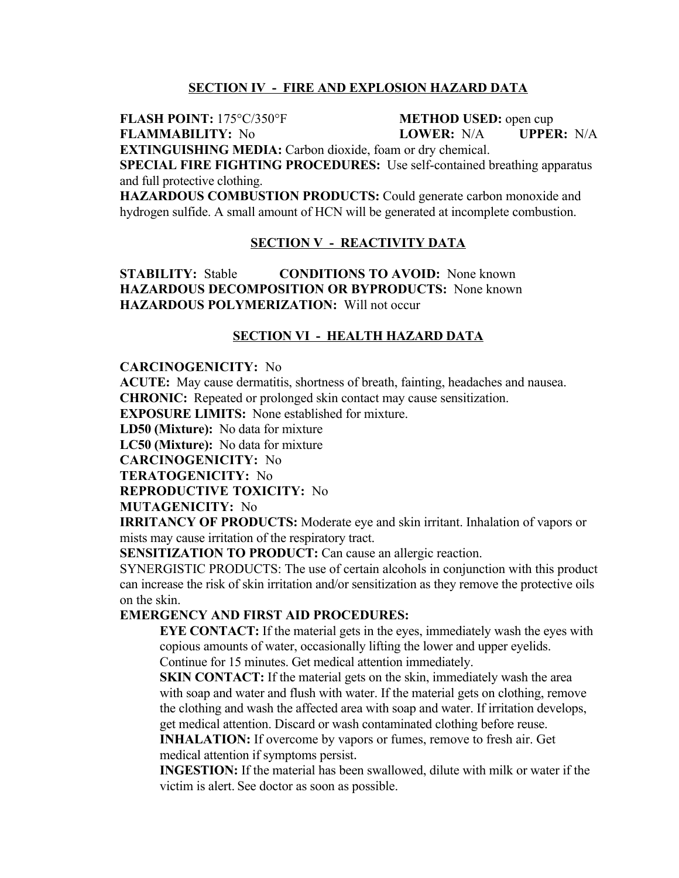## SECTION IV - FIRE AND EXPLOSION HAZARD DATA

**FLASH POINT:** 175°C/350°F **METHOD USED:** open cup
**FLAMMABILITY:** No **LOWER:** N/A **UPPER:** N/A
**EXTINGUISHING MEDIA:** Carbon dioxide, foam or dry chemical.
**SPECIAL FIRE FIGHTING PROCEDURES:** Use self-contained breathing apparatus and full protective clothing.
**HAZARDOUS COMBUSTION PRODUCTS:** Could generate carbon monoxide and hydrogen sulfide. A small amount of HCN will be generated at incomplete combustion.

## SECTION V - REACTIVITY DATA

**STABILITY:** Stable **CONDITIONS TO AVOID:** None known
**HAZARDOUS DECOMPOSITION OR BYPRODUCTS:** None known
**HAZARDOUS POLYMERIZATION:** Will not occur

## SECTION VI - HEALTH HAZARD DATA

**CARCINOGENICITY:** No
**ACUTE:** May cause dermatitis, shortness of breath, fainting, headaches and nausea.
**CHRONIC:** Repeated or prolonged skin contact may cause sensitization.
**EXPOSURE LIMITS:** None established for mixture.
**LD50 (Mixture):** No data for mixture
**LC50 (Mixture):** No data for mixture
**CARCINOGENICITY:** No
**TERATOGENICITY:** No
**REPRODUCTIVE TOXICITY:** No
**MUTAGENICITY:** No
**IRRITANCY OF PRODUCTS:** Moderate eye and skin irritant. Inhalation of vapors or mists may cause irritation of the respiratory tract.
**SENSITIZATION TO PRODUCT:** Can cause an allergic reaction.
SYNERGISTIC PRODUCTS: The use of certain alcohols in conjunction with this product can increase the risk of skin irritation and/or sensitization as they remove the protective oils on the skin.
**EMERGENCY AND FIRST AID PROCEDURES:**

> **EYE CONTACT:** If the material gets in the eyes, immediately wash the eyes with copious amounts of water, occasionally lifting the lower and upper eyelids. Continue for 15 minutes. Get medical attention immediately.
> **SKIN CONTACT:** If the material gets on the skin, immediately wash the area with soap and water and flush with water. If the material gets on clothing, remove the clothing and wash the affected area with soap and water. If irritation develops, get medical attention. Discard or wash contaminated clothing before reuse.
> **INHALATION:** If overcome by vapors or fumes, remove to fresh air. Get medical attention if symptoms persist.
> **INGESTION:** If the material has been swallowed, dilute with milk or water if the victim is alert. See doctor as soon as possible.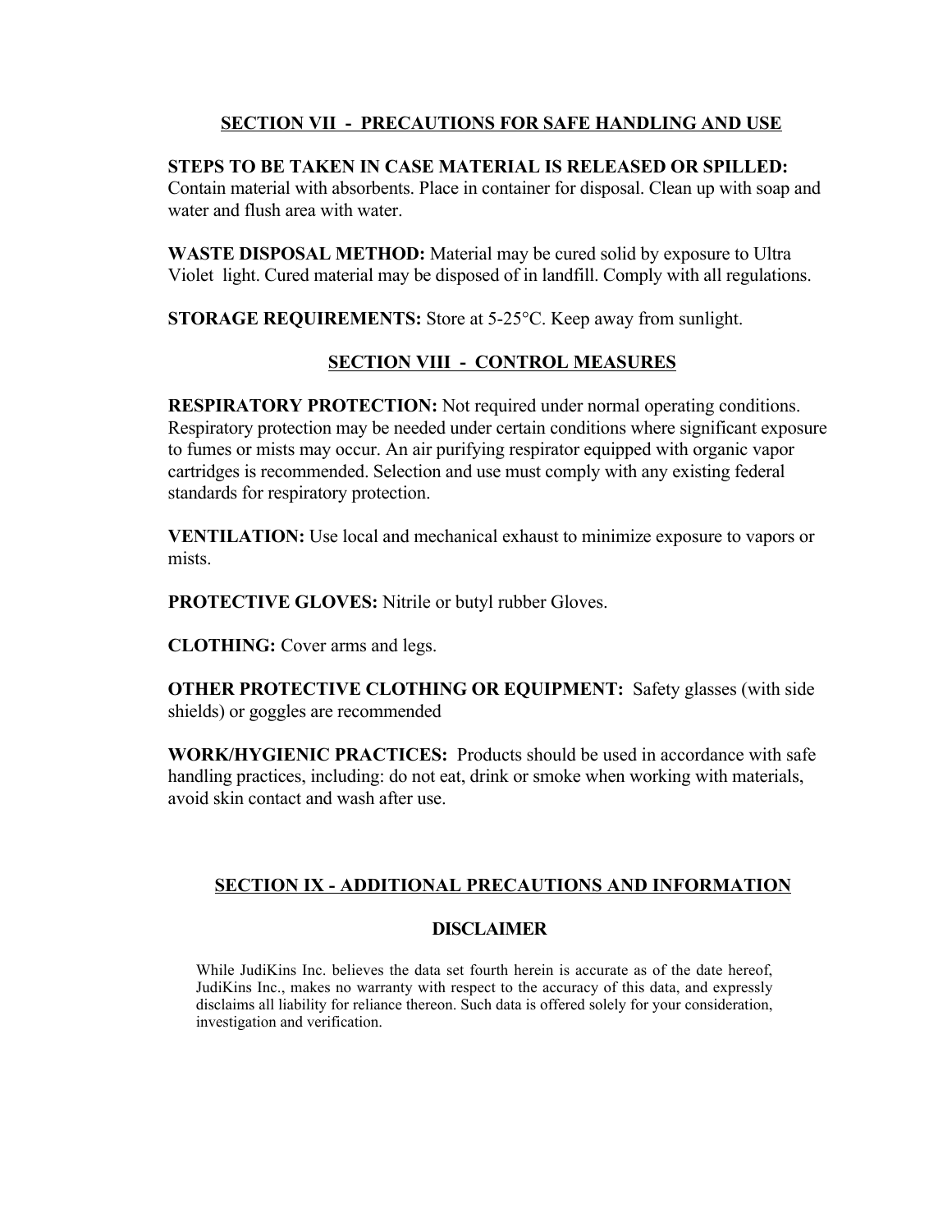## SECTION VII - PRECAUTIONS FOR SAFE HANDLING AND USE

**STEPS TO BE TAKEN IN CASE MATERIAL IS RELEASED OR SPILLED:** Contain material with absorbents. Place in container for disposal. Clean up with soap and water and flush area with water.

**WASTE DISPOSAL METHOD:** Material may be cured solid by exposure to Ultra Violet light. Cured material may be disposed of in landfill. Comply with all regulations.

**STORAGE REQUIREMENTS:** Store at 5-25°C. Keep away from sunlight.

## SECTION VIII - CONTROL MEASURES

**RESPIRATORY PROTECTION:** Not required under normal operating conditions. Respiratory protection may be needed under certain conditions where significant exposure to fumes or mists may occur. An air purifying respirator equipped with organic vapor cartridges is recommended. Selection and use must comply with any existing federal standards for respiratory protection.

**VENTILATION:** Use local and mechanical exhaust to minimize exposure to vapors or mists.

**PROTECTIVE GLOVES:** Nitrile or butyl rubber Gloves.

**CLOTHING:** Cover arms and legs.

**OTHER PROTECTIVE CLOTHING OR EQUIPMENT:** Safety glasses (with side shields) or goggles are recommended

**WORK/HYGIENIC PRACTICES:** Products should be used in accordance with safe handling practices, including: do not eat, drink or smoke when working with materials, avoid skin contact and wash after use.

## SECTION IX - ADDITIONAL PRECAUTIONS AND INFORMATION

### DISCLAIMER

While JudiKins Inc. believes the data set fourth herein is accurate as of the date hereof, JudiKins Inc., makes no warranty with respect to the accuracy of this data, and expressly disclaims all liability for reliance thereon. Such data is offered solely for your consideration, investigation and verification.